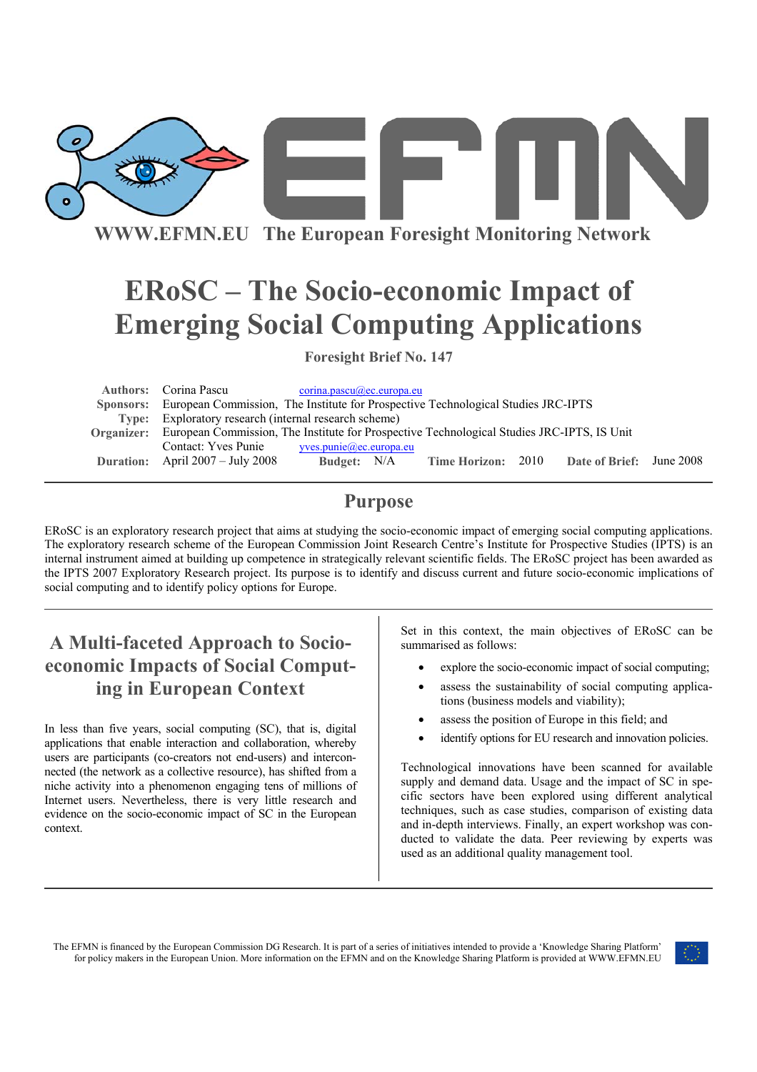WWW.EFMN.EU The European Foresight Monitoring Network

# ERoSC – The Socio-economic Impact of Emerging Social Computing Applications

**Foresight Brief No. 147**

| | |
|---|---|
| **Authors:** | Corina Pascu corina.pascu@ec.europa.eu |
| **Sponsors:** | European Commission, The Institute for Prospective Technological Studies JRC-IPTS |
| **Type:** | Exploratory research (internal research scheme) |
| **Organizer:** | European Commission, The Institute for Prospective Technological Studies JRC-IPTS, IS Unit Contact: Yves Punie yves.punie@ec.europa.eu |
| **Duration:** | April 2007 – July 2008 **Budget:** N/A **Time Horizon:** 2010 **Date of Brief:** June 2008 |

## Purpose

ERoSC is an exploratory research project that aims at studying the socio-economic impact of emerging social computing applications. The exploratory research scheme of the European Commission Joint Research Centre's Institute for Prospective Technological Studies (IPTS) is an internal instrument aimed at building up competence in strategically relevant scientific fields. The ERoSC project has been awarded as the IPTS 2007 Exploratory Research project. Its purpose is to identify and discuss current and future socio-economic implications of social computing and to identify policy options for Europe.

## A Multi-faceted Approach to Socio-economic Impacts of Social Computing in European Context

In less than five years, social computing (SC), that is, digital applications that enable interaction and collaboration, whereby users are participants (co-creators not end-users) and interconnected (the network as a collective resource), has shifted from a niche activity into a phenomenon engaging tens of millions of Internet users. Nevertheless, there is very little research and evidence on the socio-economic impact of SC in the European context.

Set in this context, the main objectives of ERoSC can be summarised as follows:

- explore the socio-economic impact of social computing;
- assess the sustainability of social computing applications (business models and viability);
- assess the position of Europe in this field; and
- identify options for EU research and innovation policies.

Technological innovations have been scanned for available supply and demand data. Usage and the impact of SC in specific sectors have been explored using different analytical techniques, such as case studies, comparison of existing data and in-depth interviews. Finally, an expert workshop was conducted to validate the data. Peer reviewing by experts was used as an additional quality management tool.

The EFMN is financed by the European Commission DG Research. It is part of a series of initiatives intended to provide a 'Knowledge Sharing Platform' for policy makers in the European Union. More information on the EFMN and on the Knowledge Sharing Platform is provided at WWW.EFMN.EU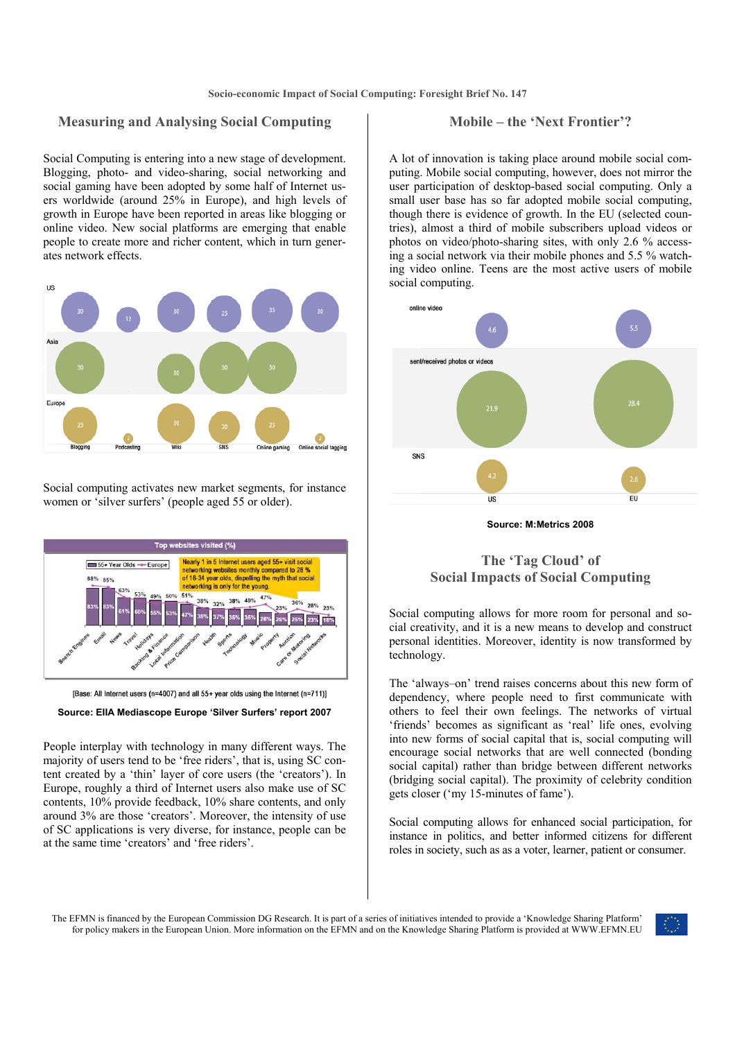## Measuring and Analysing Social Computing

Social Computing is entering into a new stage of development. Blogging, photo- and video-sharing, social networking and social gaming have been adopted by some half of Internet users worldwide (around 25% in Europe), and high levels of growth in Europe have been reported in areas like blogging or online video. New social platforms are emerging that enable people to create more and richer content, which in turn generates network effects.

Social computing activates new market segments, for instance women or 'silver surfers' (people aged 55 or older).

[Base: All Internet users (n=4007) and all 55+ year olds using the Internet (n=711)]

**Source: EIIA Mediascope Europe 'Silver Surfers' report 2007**

People interplay with technology in many different ways. The majority of users tend to be 'free riders', that is, using SC content created by a 'thin' layer of core users (the 'creators'). In Europe, roughly a third of Internet users also make use of SC contents, 10% provide feedback, 10% share contents, and only around 3% are those 'creators'. Moreover, the intensity of use of SC applications is very diverse, for instance, people can be at the same time 'creators' and 'free riders'.

## Mobile – the 'Next Frontier'?

A lot of innovation is taking place around mobile social computing. Mobile social computing, however, does not mirror the user participation of desktop-based social computing. Only a small user base has so far adopted mobile social computing, though there is evidence of growth. In the EU (selected countries), almost a third of mobile subscribers upload videos or photos on video/photo-sharing sites, with only 2.6 % accessing a social network via their mobile phones and 5.5 % watching video online. Teens are the most active users of mobile social computing.

**Source: M:Metrics 2008**

## The 'Tag Cloud' of Social Impacts of Social Computing

Social computing allows for more room for personal and social creativity, and it is a new means to develop and construct personal identities. Moreover, identity is now transformed by technology.

The 'always–on' trend raises concerns about this new form of dependency, where people need to first communicate with others to feel their own feelings. The networks of virtual 'friends' becomes as significant as 'real' life ones, evolving into new forms of social capital that is, social computing will encourage social networks that are well connected (bonding social capital) rather than bridge between different networks (bridging social capital). The proximity of celebrity condition gets closer ('my 15-minutes of fame').

Social computing allows for enhanced social participation, for instance in politics, and better informed citizens for different roles in society, such as as a voter, learner, patient or consumer.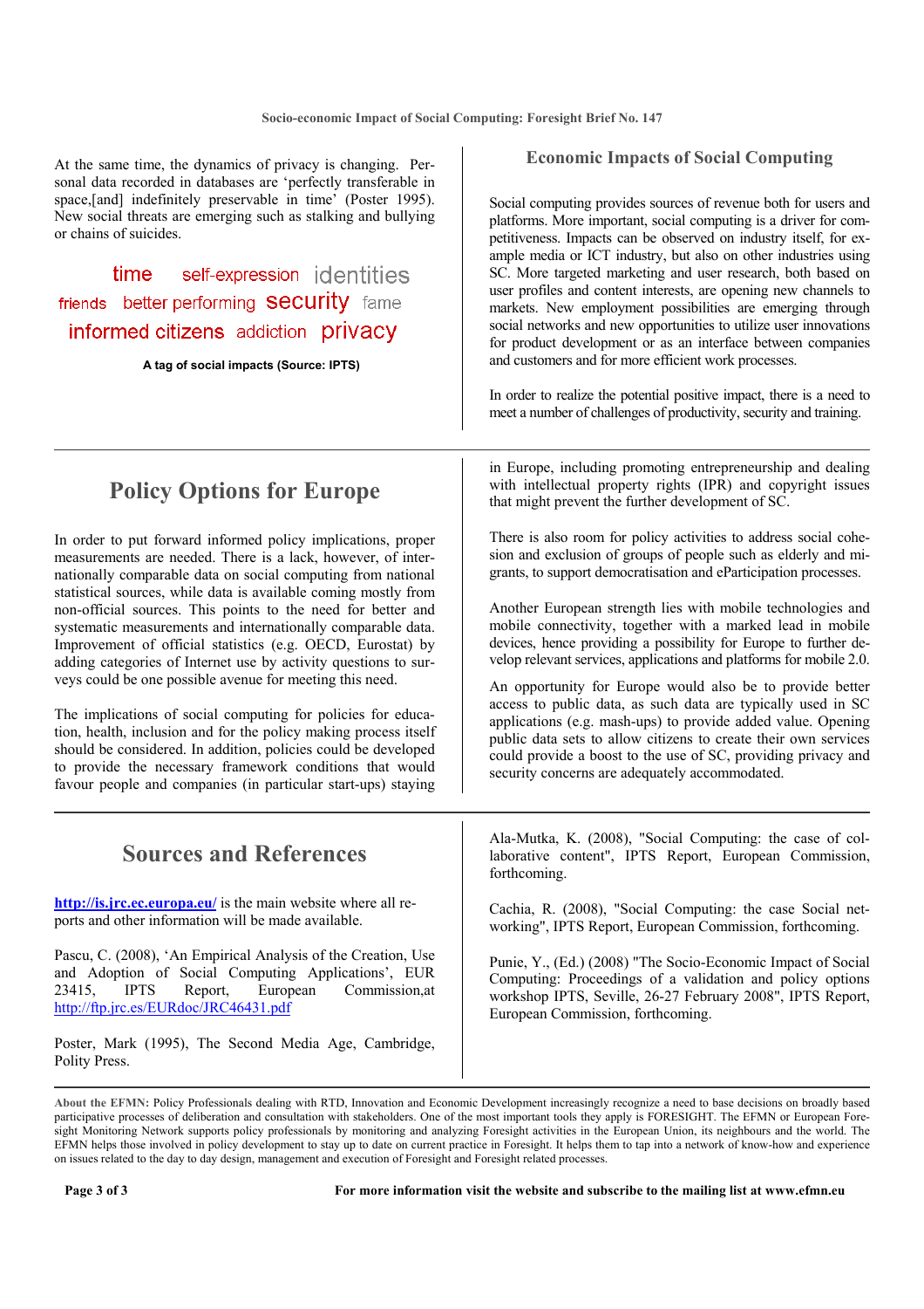At the same time, the dynamics of privacy is changing. Personal data recorded in databases are 'perfectly transferable in space,[and] indefinitely preservable in time' (Poster 1995). New social threats are emerging such as stalking and bullying or chains of suicides.

time self-expression identities
friends better performing security fame
informed citizens addiction privacy

**A tag of social impacts (Source: IPTS)**

## Economic Impacts of Social Computing

Social computing provides sources of revenue both for users and platforms. More important, social computing is a driver for competitiveness. Impacts can be observed on industry itself, for example media or ICT industry, but also on other industries using SC. More targeted marketing and user research, both based on user profiles and content interests, are opening new channels to markets. New employment possibilities are emerging through social networks and new opportunities to utilize user innovations for product development or as an interface between companies and customers and for more efficient work processes.

In order to realize the potential positive impact, there is a need to meet a number of challenges of productivity, security and training.

## Policy Options for Europe

In order to put forward informed policy implications, proper measurements are needed. There is a lack, however, of internationally comparable data on social computing from national statistical sources, while data is available coming mostly from non-official sources. This points to the need for better and systematic measurements and internationally comparable data. Improvement of official statistics (e.g. OECD, Eurostat) by adding categories of Internet use by activity questions to surveys could be one possible avenue for meeting this need.

The implications of social computing for policies for education, health, inclusion and for the policy making process itself should be considered. In addition, policies could be developed to provide the necessary framework conditions that would favour people and companies (in particular start-ups) staying in Europe, including promoting entrepreneurship and dealing with intellectual property rights (IPR) and copyright issues that might prevent the further development of SC.

There is also room for policy activities to address social cohesion and exclusion of groups of people such as elderly and migrants, to support democratisation and eParticipation processes.

Another European strength lies with mobile technologies and mobile connectivity, together with a marked lead in mobile devices, hence providing a possibility for Europe to further develop relevant services, applications and platforms for mobile 2.0.

An opportunity for Europe would also be to provide better access to public data, as such data are typically used in SC applications (e.g. mash-ups) to provide added value. Opening public data sets to allow citizens to create their own services could provide a boost to the use of SC, providing privacy and security concerns are adequately accommodated.

## Sources and References

**http://is.jrc.ec.europa.eu/** is the main website where all reports and other information will be made available.

Pascu, C. (2008), 'An Empirical Analysis of the Creation, Use and Adoption of Social Computing Applications', EUR 23415, IPTS Report, European Commission,at http://ftp.jrc.es/EURdoc/JRC46431.pdf

Poster, Mark (1995), The Second Media Age, Cambridge, Polity Press.

Ala-Mutka, K. (2008), "Social Computing: the case of collaborative content", IPTS Report, European Commission, forthcoming.

Cachia, R. (2008), "Social Computing: the case Social networking", IPTS Report, European Commission, forthcoming.

Punie, Y., (Ed.) (2008) "The Socio-Economic Impact of Social Computing: Proceedings of a validation and policy options workshop IPTS, Seville, 26-27 February 2008", IPTS Report, European Commission, forthcoming.

**About the EFMN:** Policy Professionals dealing with RTD, Innovation and Economic Development increasingly recognize a need to base decisions on broadly based participative processes of deliberation and consultation with stakeholders. One of the most important tools they apply is FORESIGHT. The EFMN or European Foresight Monitoring Network supports policy professionals by monitoring and analyzing Foresight activities in the European Union, its neighbours and the world. The EFMN helps those involved in policy development to stay up to date on current practice in Foresight. It helps them to tap into a network of know-how and experience on issues related to the day to day design, management and execution of Foresight and Foresight related processes.

**For more information visit the website and subscribe to the mailing list at www.efmn.eu**